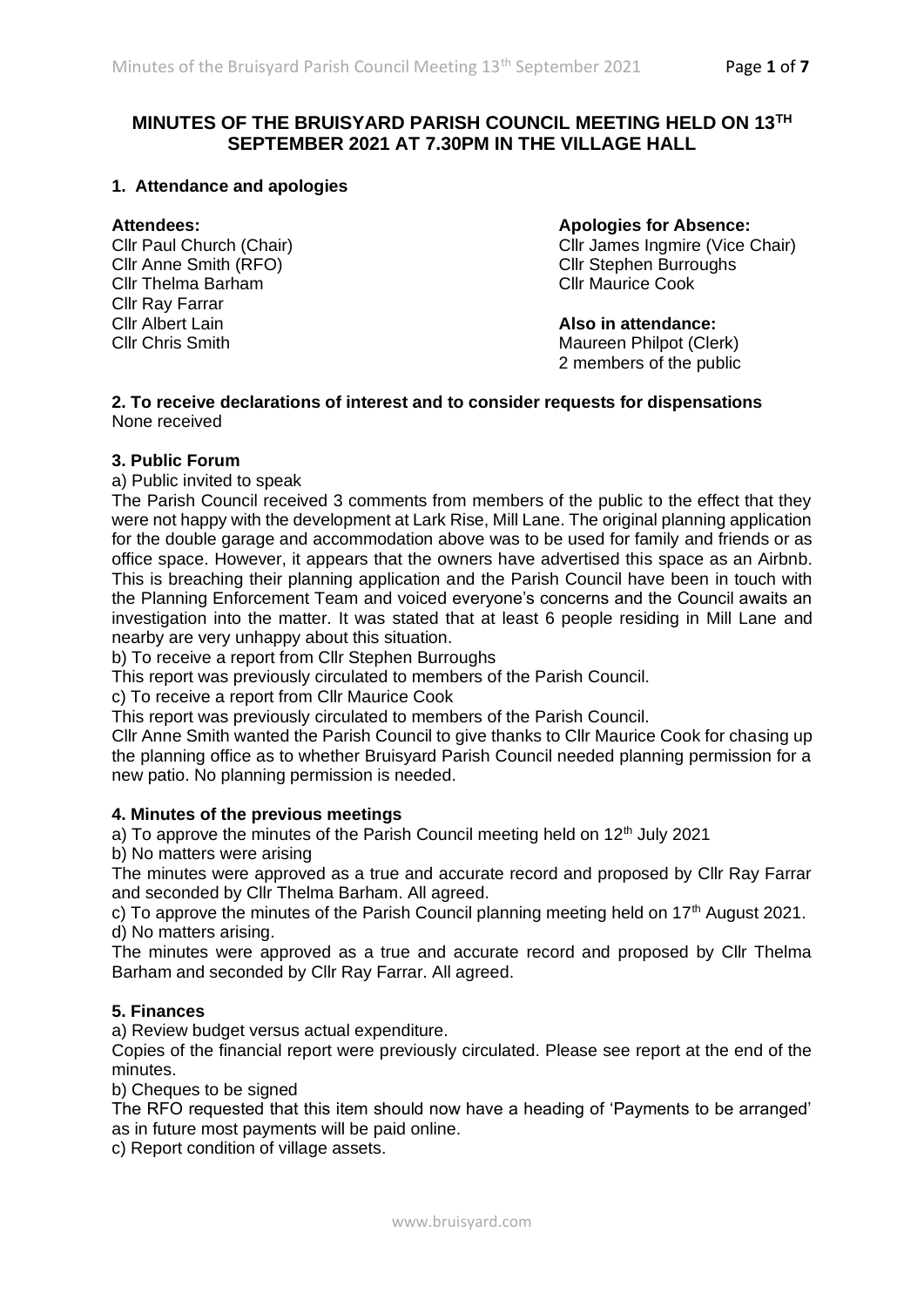# MINUTES OF THE BRUISYARD PARISH COUNCIL MEETING HELD ON 13TH SEPTEMBER 2021 AT 7.30PM IN THE VILLAGE HALL

## 1. Attendance and apologies

**Attendees:**
Cllr Paul Church (Chair)
Cllr Anne Smith (RFO)
Cllr Thelma Barham
Cllr Ray Farrar
Cllr Albert Lain
Cllr Chris Smith

**Apologies for Absence:**
Cllr James Ingmire (Vice Chair)
Cllr Stephen Burroughs
Cllr Maurice Cook

**Also in attendance:**
Maureen Philpot (Clerk)
2 members of the public

## 2. To receive declarations of interest and to consider requests for dispensations

None received

## 3. Public Forum

a) Public invited to speak

The Parish Council received 3 comments from members of the public to the effect that they were not happy with the development at Lark Rise, Mill Lane. The original planning application for the double garage and accommodation above was to be used for family and friends or as office space. However, it appears that the owners have advertised this space as an Airbnb. This is breaching their planning application and the Parish Council have been in touch with the Planning Enforcement Team and voiced everyone's concerns and the Council awaits an investigation into the matter. It was stated that at least 6 people residing in Mill Lane and nearby are very unhappy about this situation.

b) To receive a report from Cllr Stephen Burroughs

This report was previously circulated to members of the Parish Council.

c) To receive a report from Cllr Maurice Cook

This report was previously circulated to members of the Parish Council.

Cllr Anne Smith wanted the Parish Council to give thanks to Cllr Maurice Cook for chasing up the planning office as to whether Bruisyard Parish Council needed planning permission for a new patio. No planning permission is needed.

## 4. Minutes of the previous meetings

a) To approve the minutes of the Parish Council meeting held on 12th July 2021

b) No matters were arising

The minutes were approved as a true and accurate record and proposed by Cllr Ray Farrar and seconded by Cllr Thelma Barham. All agreed.

c) To approve the minutes of the Parish Council planning meeting held on 17th August 2021.

d) No matters arising.

The minutes were approved as a true and accurate record and proposed by Cllr Thelma Barham and seconded by Cllr Ray Farrar. All agreed.

## 5. Finances

a) Review budget versus actual expenditure.

Copies of the financial report were previously circulated. Please see report at the end of the minutes.

b) Cheques to be signed

The RFO requested that this item should now have a heading of 'Payments to be arranged' as in future most payments will be paid online.

c) Report condition of village assets.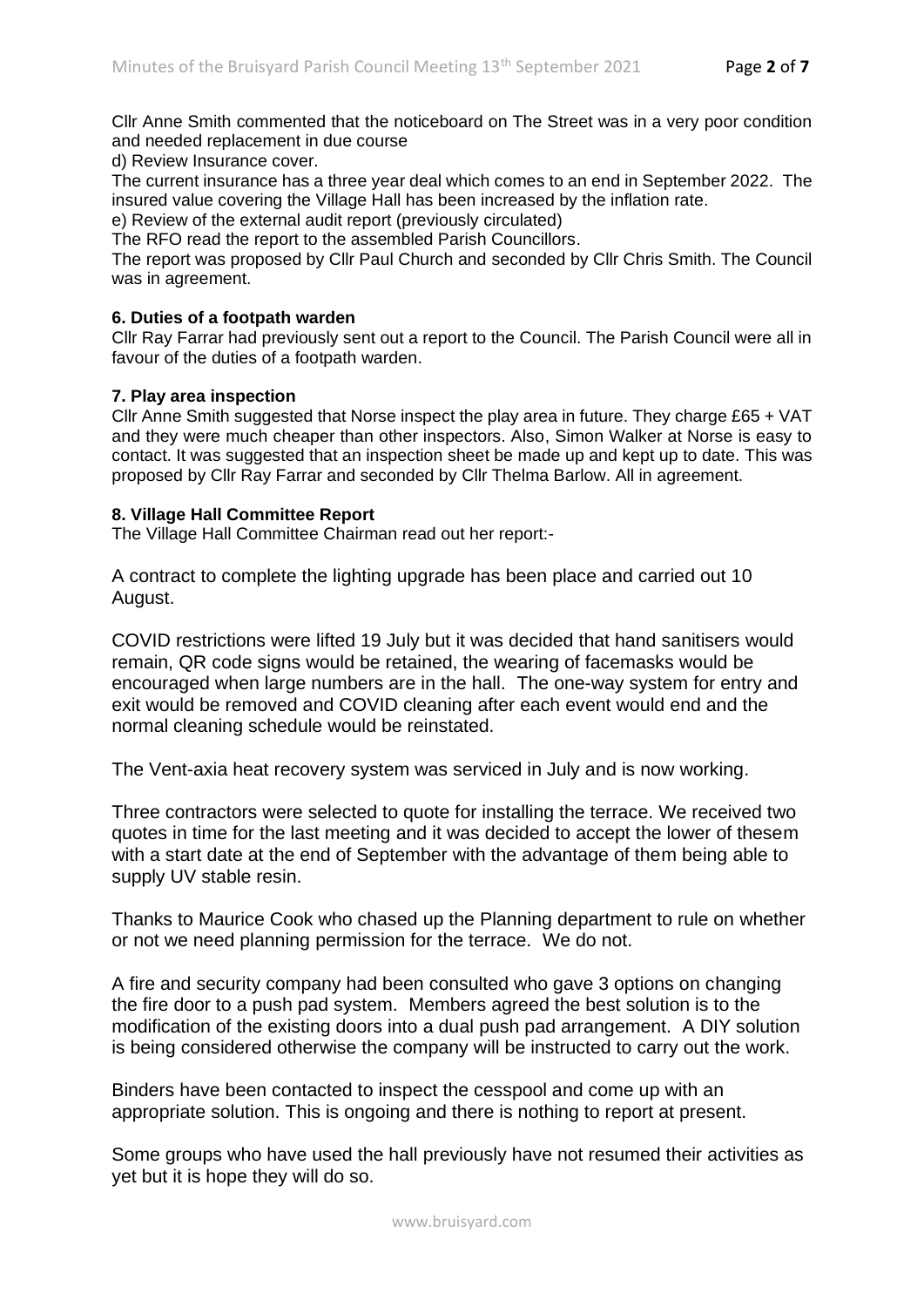Cllr Anne Smith commented that the noticeboard on The Street was in a very poor condition and needed replacement in due course

d) Review Insurance cover.

The current insurance has a three year deal which comes to an end in September 2022. The insured value covering the Village Hall has been increased by the inflation rate.

e) Review of the external audit report (previously circulated)

The RFO read the report to the assembled Parish Councillors.

The report was proposed by Cllr Paul Church and seconded by Cllr Chris Smith. The Council was in agreement.

**6. Duties of a footpath warden**

Cllr Ray Farrar had previously sent out a report to the Council. The Parish Council were all in favour of the duties of a footpath warden.

**7. Play area inspection**

Cllr Anne Smith suggested that Norse inspect the play area in future. They charge £65 + VAT and they were much cheaper than other inspectors. Also, Simon Walker at Norse is easy to contact. It was suggested that an inspection sheet be made up and kept up to date. This was proposed by Cllr Ray Farrar and seconded by Cllr Thelma Barlow. All in agreement.

**8. Village Hall Committee Report**

The Village Hall Committee Chairman read out her report:-

A contract to complete the lighting upgrade has been place and carried out 10 August.

COVID restrictions were lifted 19 July but it was decided that hand sanitisers would remain, QR code signs would be retained, the wearing of facemasks would be encouraged when large numbers are in the hall. The one-way system for entry and exit would be removed and COVID cleaning after each event would end and the normal cleaning schedule would be reinstated.

The Vent-axia heat recovery system was serviced in July and is now working.

Three contractors were selected to quote for installing the terrace. We received two quotes in time for the last meeting and it was decided to accept the lower of thesem with a start date at the end of September with the advantage of them being able to supply UV stable resin.

Thanks to Maurice Cook who chased up the Planning department to rule on whether or not we need planning permission for the terrace. We do not.

A fire and security company had been consulted who gave 3 options on changing the fire door to a push pad system. Members agreed the best solution is to the modification of the existing doors into a dual push pad arrangement. A DIY solution is being considered otherwise the company will be instructed to carry out the work.

Binders have been contacted to inspect the cesspool and come up with an appropriate solution. This is ongoing and there is nothing to report at present.

Some groups who have used the hall previously have not resumed their activities as yet but it is hope they will do so.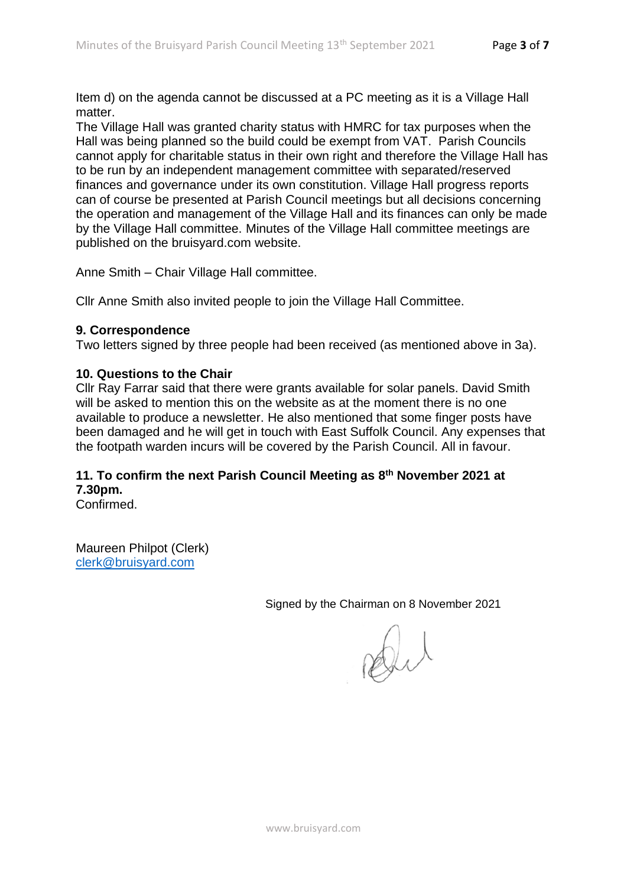Item d) on the agenda cannot be discussed at a PC meeting as it is a Village Hall matter.
The Village Hall was granted charity status with HMRC for tax purposes when the Hall was being planned so the build could be exempt from VAT. Parish Councils cannot apply for charitable status in their own right and therefore the Village Hall has to be run by an independent management committee with separated/reserved finances and governance under its own constitution. Village Hall progress reports can of course be presented at Parish Council meetings but all decisions concerning the operation and management of the Village Hall and its finances can only be made by the Village Hall committee. Minutes of the Village Hall committee meetings are published on the bruisyard.com website.

Anne Smith – Chair Village Hall committee.

Cllr Anne Smith also invited people to join the Village Hall Committee.

**9. Correspondence**
Two letters signed by three people had been received (as mentioned above in 3a).

**10. Questions to the Chair**
Cllr Ray Farrar said that there were grants available for solar panels. David Smith will be asked to mention this on the website as at the moment there is no one available to produce a newsletter. He also mentioned that some finger posts have been damaged and he will get in touch with East Suffolk Council. Any expenses that the footpath warden incurs will be covered by the Parish Council. All in favour.

**11. To confirm the next Parish Council Meeting as 8th November 2021 at 7.30pm.**
Confirmed.

Maureen Philpot (Clerk)
clerk@bruisyard.com

Signed by the Chairman on 8 November 2021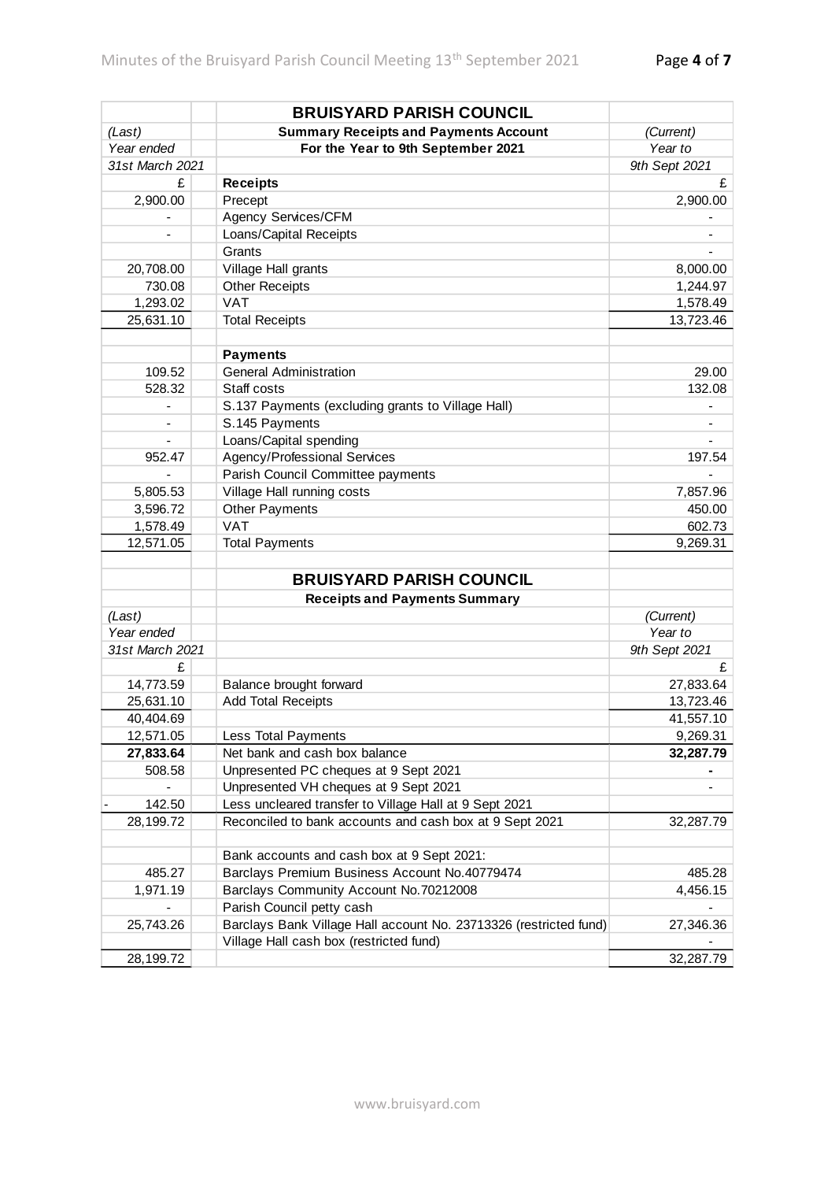| | BRUISYARD PARISH COUNCIL | |
|---|---|---|
| *(Last)* | **Summary Receipts and Payments Account** | *(Current)* |
| *Year ended* | **For the Year to 9th September 2021** | *Year to* |
| *31st March 2021* | | *9th Sept 2021* |
| £ | **Receipts** | £ |
| 2,900.00 | Precept | 2,900.00 |
| - | Agency Services/CFM | - |
| - | Loans/Capital Receipts | - |
| | Grants | - |
| 20,708.00 | Village Hall grants | 8,000.00 |
| 730.08 | Other Receipts | 1,244.97 |
| 1,293.02 | VAT | 1,578.49 |
| 25,631.10 | Total Receipts | 13,723.46 |
| | | |
| | **Payments** | |
| 109.52 | General Administration | 29.00 |
| 528.32 | Staff costs | 132.08 |
| - | S.137 Payments (excluding grants to Village Hall) | - |
| - | S.145 Payments | - |
| - | Loans/Capital spending | - |
| 952.47 | Agency/Professional Services | 197.54 |
| - | Parish Council Committee payments | - |
| 5,805.53 | Village Hall running costs | 7,857.96 |
| 3,596.72 | Other Payments | 450.00 |
| 1,578.49 | VAT | 602.73 |
| 12,571.05 | Total Payments | 9,269.31 |

| | BRUISYARD PARISH COUNCIL | |
|---|---|---|
| | **Receipts and Payments Summary** | |
| *(Last)* | | *(Current)* |
| *Year ended* | | *Year to* |
| *31st March 2021* | | *9th Sept 2021* |
| £ | | £ |
| 14,773.59 | Balance brought forward | 27,833.64 |
| 25,631.10 | Add Total Receipts | 13,723.46 |
| 40,404.69 | | 41,557.10 |
| 12,571.05 | Less Total Payments | 9,269.31 |
| **27,833.64** | Net bank and cash box balance | **32,287.79** |
| 508.58 | Unpresented PC cheques at 9 Sept 2021 | - |
| - | Unpresented VH cheques at 9 Sept 2021 | - |
| - 142.50 | Less uncleared transfer to Village Hall at 9 Sept 2021 | |
| 28,199.72 | Reconciled to bank accounts and cash box at 9 Sept 2021 | 32,287.79 |
| | | |
| | Bank accounts and cash box at 9 Sept 2021: | |
| 485.27 | Barclays Premium Business Account No.40779474 | 485.28 |
| 1,971.19 | Barclays Community Account No.70212008 | 4,456.15 |
| - | Parish Council petty cash | - |
| 25,743.26 | Barclays Bank Village Hall account No. 23713326 (restricted fund) | 27,346.36 |
| | Village Hall cash box (restricted fund) | - |
| 28,199.72 | | 32,287.79 |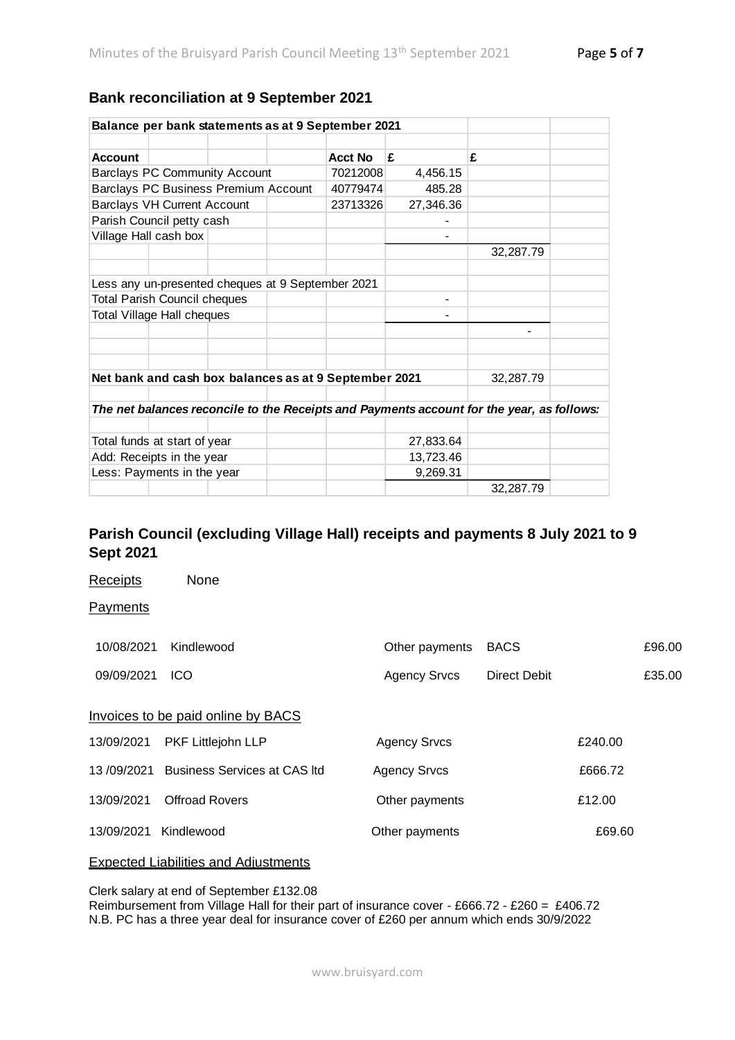## Bank reconciliation at 9 September 2021

| Balance per bank statements as at 9 September 2021 | | | |
|---|---|---|---|
| **Account** | **Acct No** | **£** | **£** |
| Barclays PC Community Account | 70212008 | 4,456.15 | |
| Barclays PC Business Premium Account | 40779474 | 485.28 | |
| Barclays VH Current Account | 23713326 | 27,346.36 | |
| Parish Council petty cash | | - | |
| Village Hall cash box | | - | |
| | | | 32,287.79 |
| Less any un-presented cheques at 9 September 2021 | | | |
| Total Parish Council cheques | | - | |
| Total Village Hall cheques | | - | |
| | | | - |
| **Net bank and cash box balances as at 9 September 2021** | | | 32,287.79 |
| ***The net balances reconcile to the Receipts and Payments account for the year, as follows:*** | | | |
| Total funds at start of year | | 27,833.64 | |
| Add: Receipts in the year | | 13,723.46 | |
| Less: Payments in the year | | 9,269.31 | |
| | | | 32,287.79 |

## Parish Council (excluding Village Hall) receipts and payments 8 July 2021 to 9 Sept 2021

Receipts None

Payments

| | | | | |
|---|---|---|---|---|
| 10/08/2021 | Kindlewood | Other payments | BACS | £96.00 |
| 09/09/2021 | ICO | Agency Srvcs | Direct Debit | £35.00 |

Invoices to be paid online by BACS

| | | | |
|---|---|---|---|
| 13/09/2021 | PKF Littlejohn LLP | Agency Srvcs | £240.00 |
| 13 /09/2021 | Business Services at CAS ltd | Agency Srvcs | £666.72 |
| 13/09/2021 | Offroad Rovers | Other payments | £12.00 |
| 13/09/2021 | Kindlewood | Other payments | £69.60 |

Expected Liabilities and Adjustments

Clerk salary at end of September £132.08
Reimbursement from Village Hall for their part of insurance cover - £666.72 - £260 = £406.72
N.B. PC has a three year deal for insurance cover of £260 per annum which ends 30/9/2022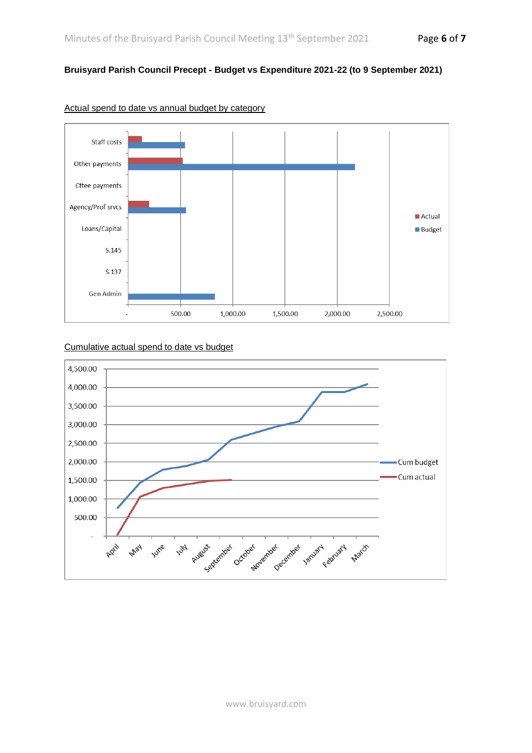**Bruisyard Parish Council Precept - Budget vs Expenditure 2021-22 (to 9 September 2021)**

Actual spend to date vs annual budget by category

Cumulative actual spend to date vs budget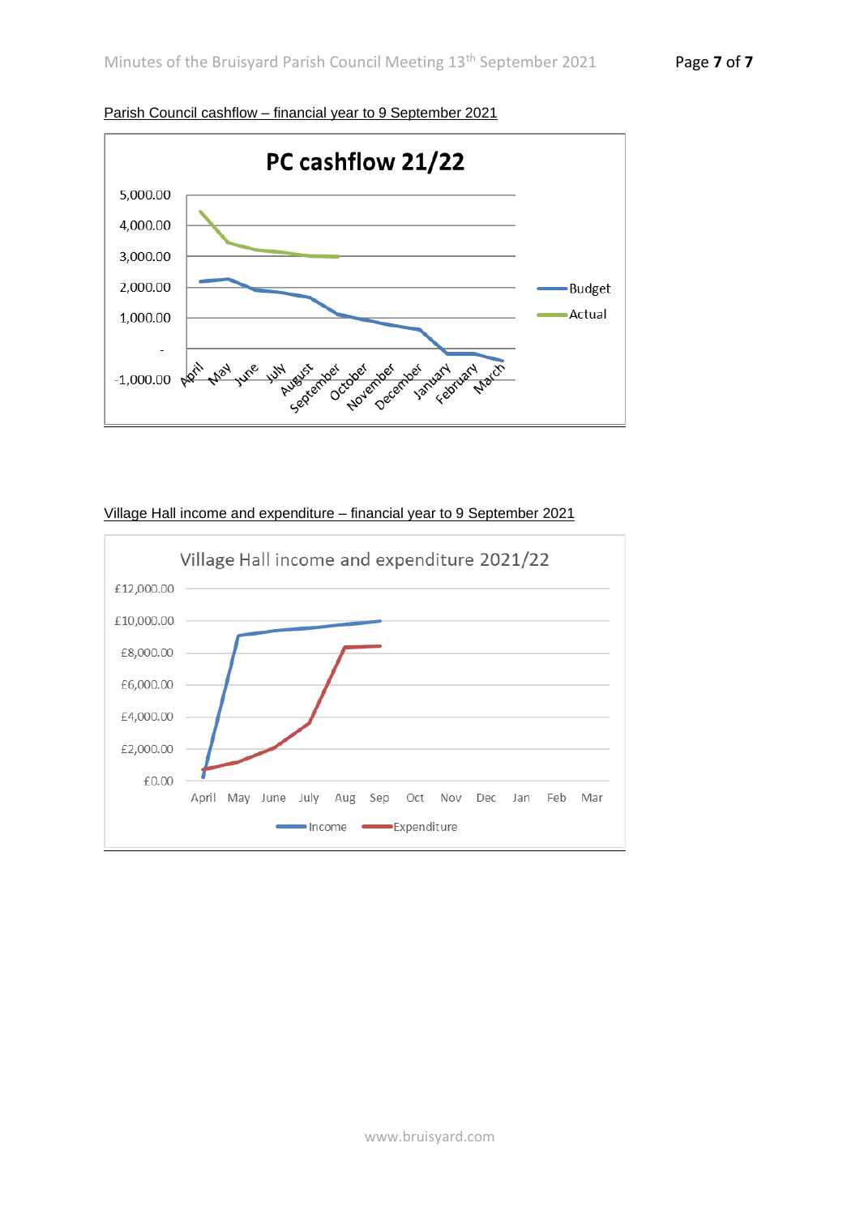Parish Council cashflow – financial year to 9 September 2021

PC cashflow 21/22

5,000.00
4,000.00
3,000.00
2,000.00
1,000.00
-
-1,000.00

April
May
June
July
August
September
October
November
December
January
February
March

Budget
Actual

Village Hall income and expenditure – financial year to 9 September 2021

Village Hall income and expenditure 2021/22

£12,000.00
£10,000.00
£8,000.00
£6,000.00
£4,000.00
£2,000.00
£0.00

April
May
June
July
Aug
Sep
Oct
Nov
Dec
Jan
Feb
Mar

Income
Expenditure